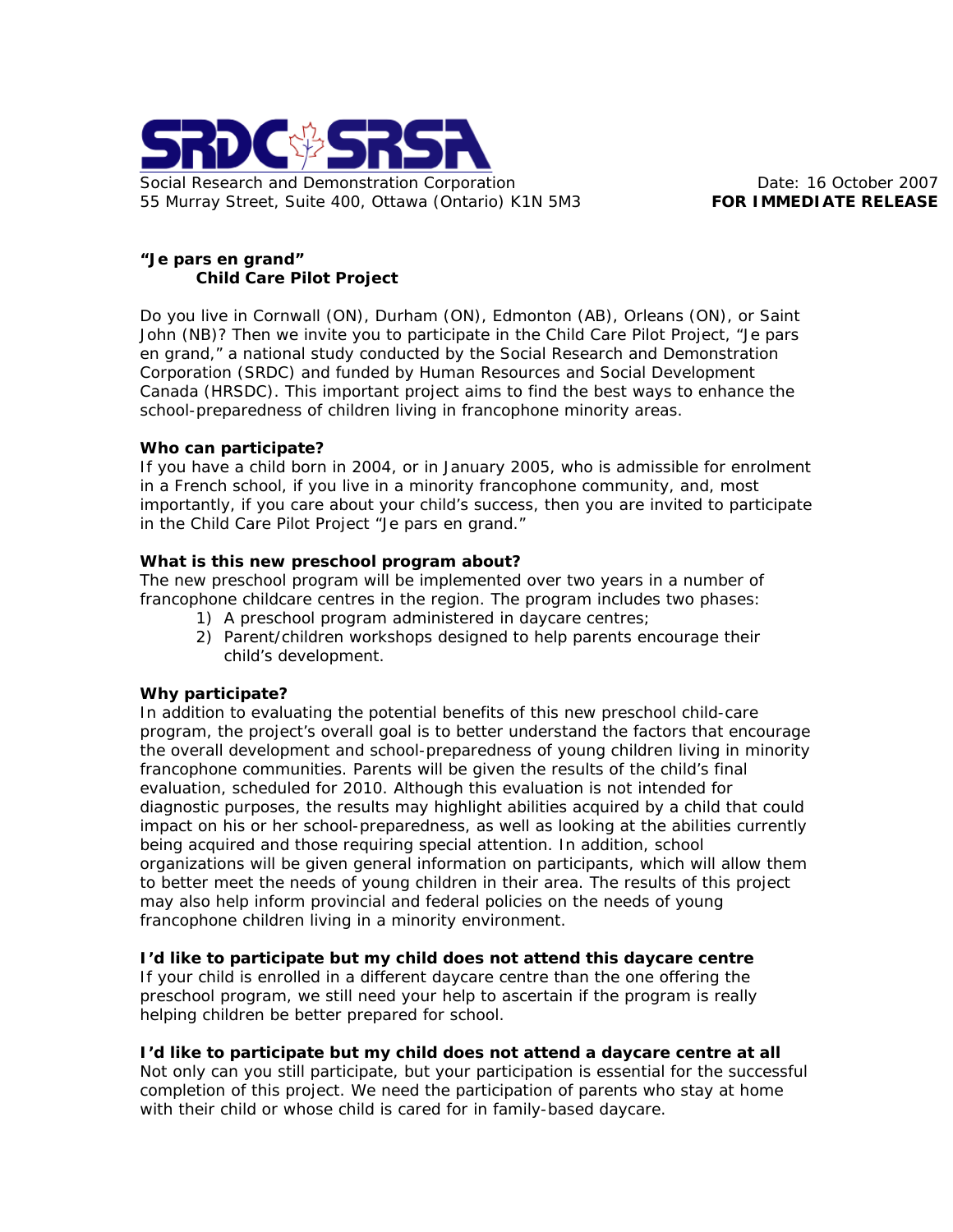SRDC SRSA

Social Research and Demonstration Corporation
55 Murray Street, Suite 400, Ottawa (Ontario) K1N 5M3

Date: 16 October 2007
**FOR IMMEDIATE RELEASE**

**"Je pars en grand"**
**Child Care Pilot Project**

Do you live in Cornwall (ON), Durham (ON), Edmonton (AB), Orleans (ON), or Saint John (NB)? Then we invite you to participate in the Child Care Pilot Project, "Je pars en grand," a national study conducted by the Social Research and Demonstration Corporation (SRDC) and funded by Human Resources and Social Development Canada (HRSDC). This important project aims to find the best ways to enhance the school-preparedness of children living in francophone minority areas.

**Who can participate?**
If you have a child born in 2004, or in January 2005, who is admissible for enrolment in a French school, if you live in a minority francophone community, and, most importantly, if you care about your child's success, then you are invited to participate in the Child Care Pilot Project "Je pars en grand."

**What is this new preschool program about?**
The new preschool program will be implemented over two years in a number of francophone childcare centres in the region. The program includes two phases:

1) A preschool program administered in daycare centres;
2) Parent/children workshops designed to help parents encourage their child's development.

**Why participate?**
In addition to evaluating the potential benefits of this new preschool child-care program, the project's overall goal is to better understand the factors that encourage the overall development and school-preparedness of young children living in minority francophone communities. Parents will be given the results of the child's final evaluation, scheduled for 2010. Although this evaluation is not intended for diagnostic purposes, the results may highlight abilities acquired by a child that could impact on his or her school-preparedness, as well as looking at the abilities currently being acquired and those requiring special attention. In addition, school organizations will be given general information on participants, which will allow them to better meet the needs of young children in their area. The results of this project may also help inform provincial and federal policies on the needs of young francophone children living in a minority environment.

**I'd like to participate but my child does not attend this daycare centre**
If your child is enrolled in a different daycare centre than the one offering the preschool program, we still need your help to ascertain if the program is really helping children be better prepared for school.

**I'd like to participate but my child does not attend a daycare centre at all**
Not only can you still participate, but your participation is essential for the successful completion of this project. We need the participation of parents who stay at home with their child or whose child is cared for in family-based daycare.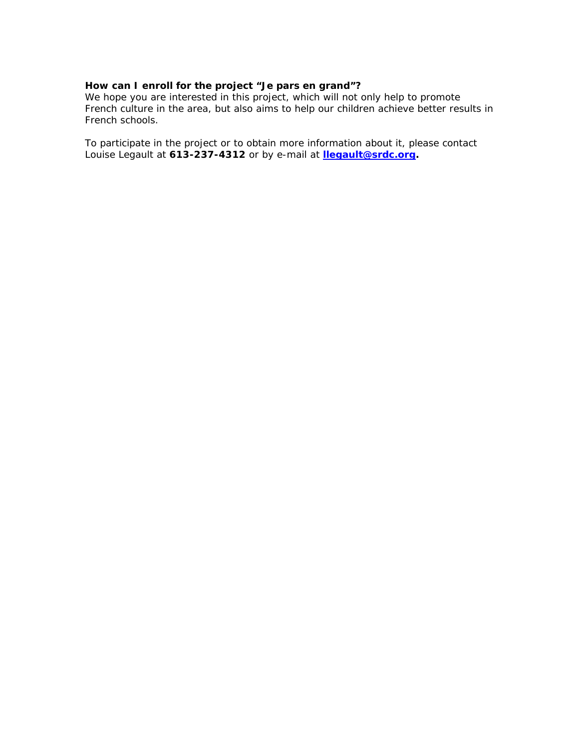**How can I enroll for the project "Je pars en grand"?**

We hope you are interested in this project, which will not only help to promote French culture in the area, but also aims to help our children achieve better results in French schools.

To participate in the project or to obtain more information about it, please contact Louise Legault at **613-237-4312** or by e-mail at **llegault@srdc.org.**